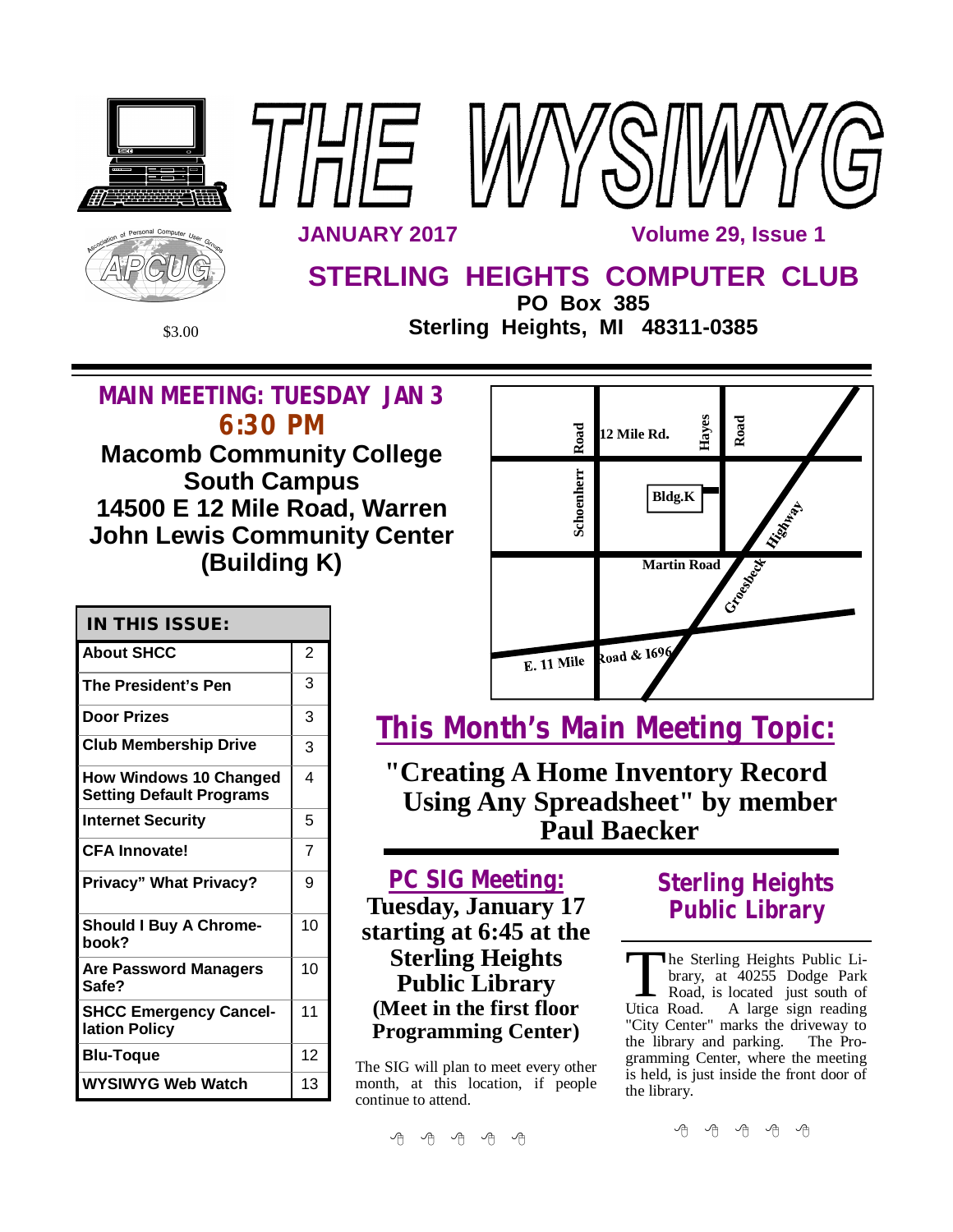# THE WYSIWYG

**JANUARY 2017** **Volume 29, Issue 1**

## STERLING HEIGHTS COMPUTER CLUB

**PO Box 385**
**Sterling Heights, MI 48311-0385**

$3.00

## MAIN MEETING: TUESDAY JAN 3 6:30 PM

**Macomb Community College South Campus**
**14500 E 12 Mile Road, Warren**
**John Lewis Community Center (Building K)**

12 Mile Rd. | Hayes Road | Schoenherr Road | Bldg.K | Martin Road | Groesbeck Highway | E. 11 Mile Road & 1696

| IN THIS ISSUE: | |
|---|---|
| About SHCC | 2 |
| The President's Pen | 3 |
| Door Prizes | 3 |
| Club Membership Drive | 3 |
| How Windows 10 Changed Setting Default Programs | 4 |
| Internet Security | 5 |
| CFA Innovate! | 7 |
| Privacy" What Privacy? | 9 |
| Should I Buy A Chromebook? | 10 |
| Are Password Managers Safe? | 10 |
| SHCC Emergency Cancellation Policy | 11 |
| Blu-Toque | 12 |
| WYSIWYG Web Watch | 13 |

## This Month's Main Meeting Topic:

**"Creating A Home Inventory Record Using Any Spreadsheet" by member Paul Baecker**

## PC SIG Meeting:

**Tuesday, January 17 starting at 6:45 at the Sterling Heights Public Library (Meet in the first floor Programming Center)**

The SIG will plan to meet every other month, at this location, if people continue to attend.

## Sterling Heights Public Library

The Sterling Heights Public Library, at 40255 Dodge Park Road, is located just south of Utica Road. A large sign reading "City Center" marks the driveway to the library and parking. The Programming Center, where the meeting is held, is just inside the front door of the library.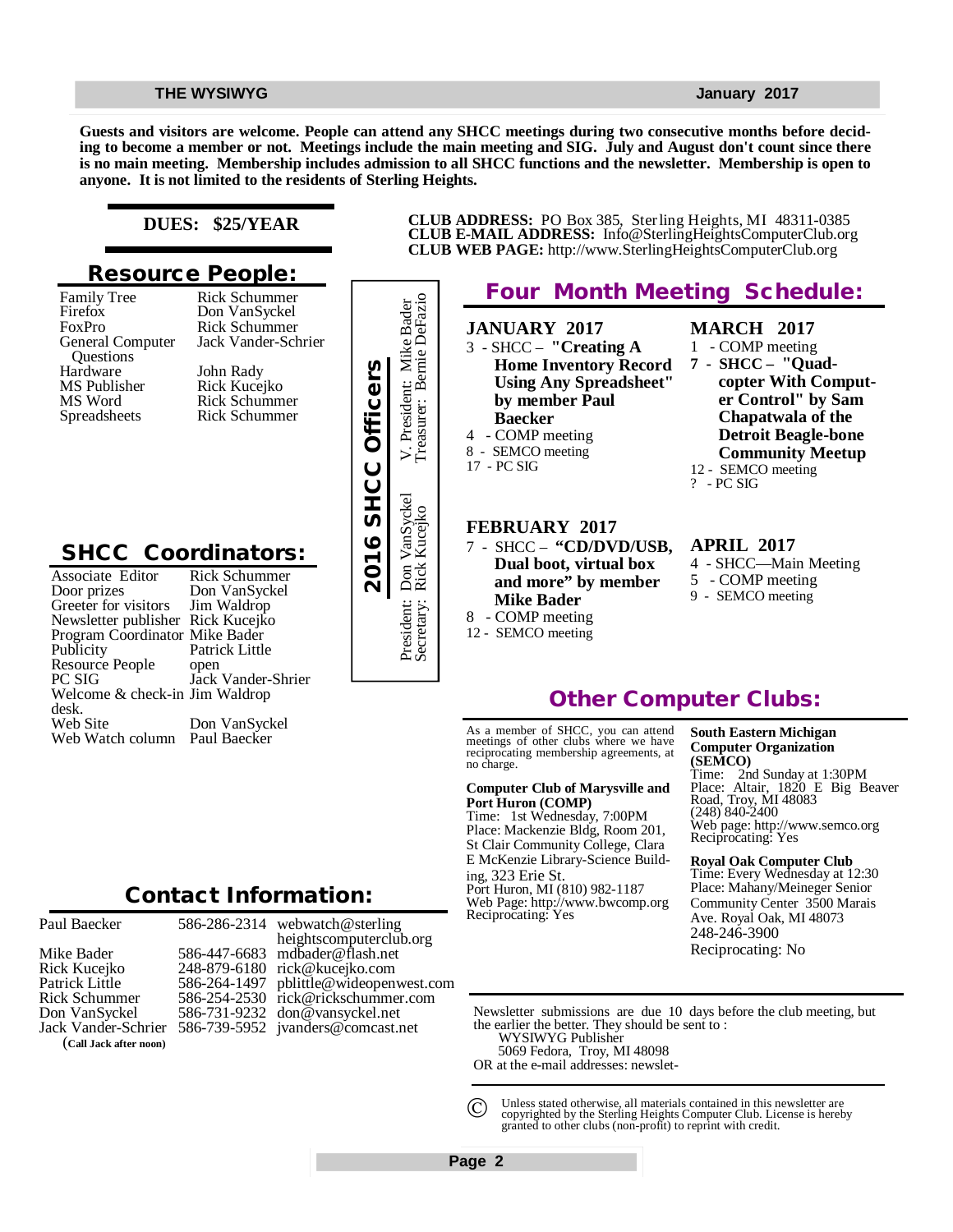**Guests and visitors are welcome. People can attend any SHCC meetings during two consecutive months before deciding to become a member or not. Meetings include the main meeting and SIG. July and August don't count since there is no main meeting. Membership includes admission to all SHCC functions and the newsletter. Membership is open to anyone. It is not limited to the residents of Sterling Heights.**

**DUES: $25/YEAR**

**CLUB ADDRESS:** PO Box 385, Sterling Heights, MI 48311-0385
**CLUB E-MAIL ADDRESS:** Info@SterlingHeightsComputerClub.org
**CLUB WEB PAGE:** http://www.SterlingHeightsComputerClub.org

## Resource People:

| | |
|---|---|
| Family Tree | Rick Schummer |
| Firefox | Don VanSyckel |
| FoxPro | Rick Schummer |
| General Computer Questions | Jack Vander-Schrier |
| Hardware | John Rady |
| MS Publisher | Rick Kucejko |
| MS Word | Rick Schummer |
| Spreadsheets | Rick Schummer |

## 2016 SHCC Officers

President: Don VanSyckel
Secretary: Rick Kucejko
V. President: Mike Bader
Treasurer: Bernie DeFazio

## SHCC Coordinators:

| | |
|---|---|
| Associate Editor | Rick Schummer |
| Door prizes | Don VanSyckel |
| Greeter for visitors | Jim Waldrop |
| Newsletter publisher | Rick Kucejko |
| Program Coordinator | Mike Bader |
| Publicity | Patrick Little |
| Resource People | open |
| PC SIG | Jack Vander-Shrier |
| Welcome & check-in desk. | Jim Waldrop |
| Web Site | Don VanSyckel |
| Web Watch column | Paul Baecker |

## Contact Information:

| | | |
|---|---|---|
| Paul Baecker | 586-286-2314 | webwatch@sterlingheightscomputerclub.org |
| Mike Bader | 586-447-6683 | mdbader@flash.net |
| Rick Kucejko | 248-879-6180 | rick@kucejko.com |
| Patrick Little | 586-264-1497 | pblittle@wideopenwest.com |
| Rick Schummer | 586-254-2530 | rick@rickschummer.com |
| Don VanSyckel | 586-731-9232 | don@vansyckel.net |
| Jack Vander-Schrier | 586-739-5952 | jvanders@comcast.net |

(**Call Jack after noon**)

## Four Month Meeting Schedule:

**JANUARY 2017**
3 - SHCC – **"Creating A Home Inventory Record Using Any Spreadsheet" by member Paul Baecker**
4 - COMP meeting
8 - SEMCO meeting
17 - PC SIG

**FEBRUARY 2017**
7 - SHCC – **"CD/DVD/USB, Dual boot, virtual box and more" by member Mike Bader**
8 - COMP meeting
12 - SEMCO meeting

**MARCH 2017**
1 - COMP meeting
**7 - SHCC – "Quad-copter With Computer Control" by Sam Chapatwala of the Detroit Beagle-bone Community Meetup**
12 - SEMCO meeting
? - PC SIG

**APRIL 2017**
4 - SHCC—Main Meeting
5 - COMP meeting
9 - SEMCO meeting

## Other Computer Clubs:

As a member of SHCC, you can attend meetings of other clubs where we have reciprocating membership agreements, at no charge.

**Computer Club of Marysville and Port Huron (COMP)**
Time: 1st Wednesday, 7:00PM
Place: Mackenzie Bldg, Room 201, St Clair Community College, Clara E McKenzie Library-Science Building, 323 Erie St.
Port Huron, MI (810) 982-1187
Web Page: http://www.bwcomp.org
Reciprocating: Yes

**South Eastern Michigan Computer Organization (SEMCO)**
Time: 2nd Sunday at 1:30PM
Place: Altair, 1820 E Big Beaver Road, Troy, MI 48083
(248) 840-2400
Web page: http://www.semco.org
Reciprocating: Yes

**Royal Oak Computer Club**
Time: Every Wednesday at 12:30
Place: Mahany/Meineger Senior Community Center 3500 Marais Ave. Royal Oak, MI 48073
248-246-3900
Reciprocating: No

Newsletter submissions are due 10 days before the club meeting, but the earlier the better. They should be sent to :
WYSIWYG Publisher
5069 Fedora, Troy, MI 48098
OR at the e-mail addresses: newslet-

© Unless stated otherwise, all materials contained in this newsletter are copyrighted by the Sterling Heights Computer Club. License is hereby granted to other clubs (non-profit) to reprint with credit.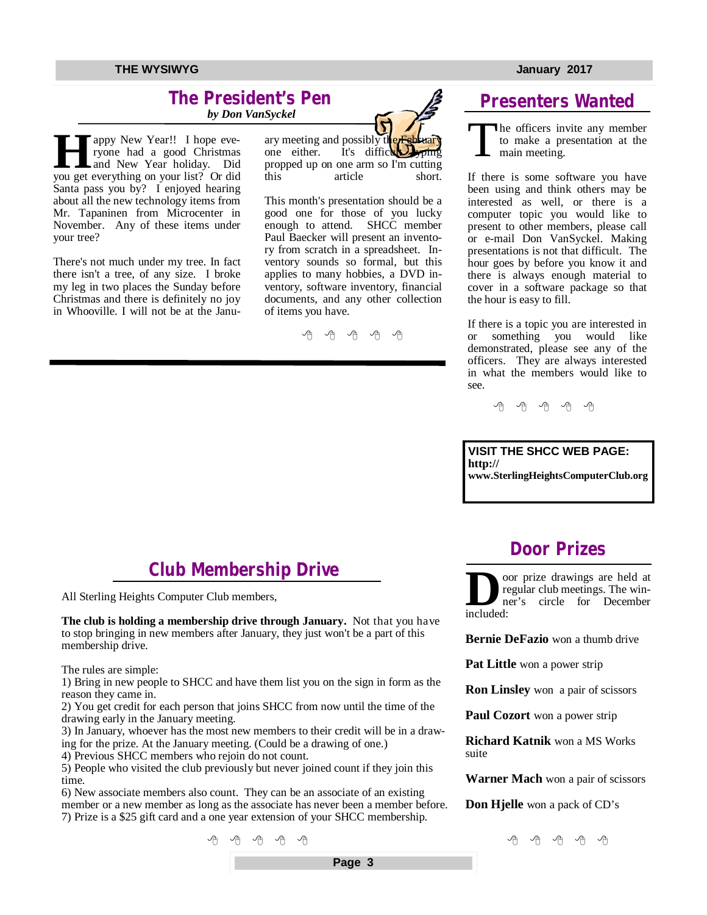## The President's Pen

***by Don VanSyckel***

Happy New Year!! I hope everyone had a good Christmas and New Year holiday. Did you get everything on your list? Or did Santa pass you by? I enjoyed hearing about all the new technology items from Mr. Tapaninen from Microcenter in November. Any of these items under your tree?

There's not much under my tree. In fact there isn't a tree, of any size. I broke my leg in two places the Sunday before Christmas and there is definitely no joy in Whooville. I will not be at the January meeting and possibly the February one either. It's difficult typing propped up on one arm so I'm cutting this article short.

This month's presentation should be a good one for those of you lucky enough to attend. SHCC member Paul Baecker will present an inventory from scratch in a spreadsheet. Inventory sounds so formal, but this applies to many hobbies, a DVD inventory, software inventory, financial documents, and any other collection of items you have.

## Presenters Wanted

The officers invite any member to make a presentation at the main meeting.

If there is some software you have been using and think others may be interested as well, or there is a computer topic you would like to present to other members, please call or e-mail Don VanSyckel. Making presentations is not that difficult. The hour goes by before you know it and there is always enough material to cover in a software package so that the hour is easy to fill.

If there is a topic you are interested in or something you would like demonstrated, please see any of the officers. They are always interested in what the members would like to see.

**VISIT THE SHCC WEB PAGE:**
**http://www.SterlingHeightsComputerClub.org**

## Club Membership Drive

All Sterling Heights Computer Club members,

**The club is holding a membership drive through January.** Not that you have to stop bringing in new members after January, they just won't be a part of this membership drive.

The rules are simple:

1) Bring in new people to SHCC and have them list you on the sign in form as the reason they came in.
2) You get credit for each person that joins SHCC from now until the time of the drawing early in the January meeting.
3) In January, whoever has the most new members to their credit will be in a drawing for the prize. At the January meeting. (Could be a drawing of one.)
4) Previous SHCC members who rejoin do not count.
5) People who visited the club previously but never joined count if they join this time.
6) New associate members also count. They can be an associate of an existing member or a new member as long as the associate has never been a member before.
7) Prize is a $25 gift card and a one year extension of your SHCC membership.

## Door Prizes

Door prize drawings are held at regular club meetings. The winner's circle for December included:

**Bernie DeFazio** won a thumb drive

**Pat Little** won a power strip

**Ron Linsley** won a pair of scissors

**Paul Cozort** won a power strip

**Richard Katnik** won a MS Works suite

**Warner Mach** won a pair of scissors

**Don Hjelle** won a pack of CD's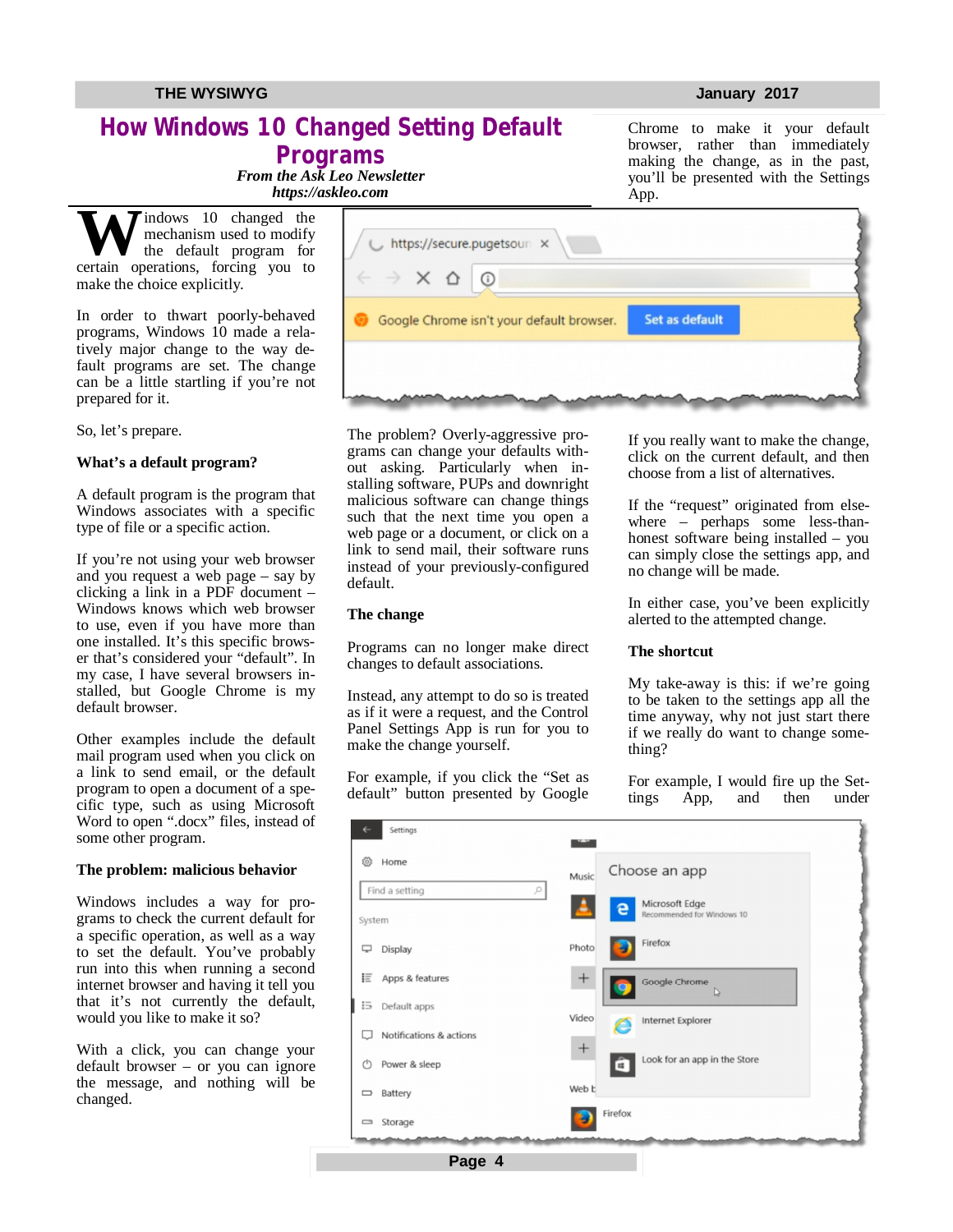# How Windows 10 Changed Setting Default Programs

*From the Ask Leo Newsletter*
*https://askleo.com*

Windows 10 changed the mechanism used to modify the default program for certain operations, forcing you to make the choice explicitly.

In order to thwart poorly-behaved programs, Windows 10 made a relatively major change to the way default programs are set. The change can be a little startling if you're not prepared for it.

So, let's prepare.

**What's a default program?**

A default program is the program that Windows associates with a specific type of file or a specific action.

If you're not using your web browser and you request a web page – say by clicking a link in a PDF document – Windows knows which web browser to use, even if you have more than one installed. It's this specific browser that's considered your "default". In my case, I have several browsers installed, but Google Chrome is my default browser.

Other examples include the default mail program used when you click on a link to send email, or the default program to open a document of a specific type, such as using Microsoft Word to open ".docx" files, instead of some other program.

**The problem: malicious behavior**

Windows includes a way for programs to check the current default for a specific operation, as well as a way to set the default. You've probably run into this when running a second internet browser and having it tell you that it's not currently the default, would you like to make it so?

With a click, you can change your default browser – or you can ignore the message, and nothing will be changed.

The problem? Overly-aggressive programs can change your defaults without asking. Particularly when installing software, PUPs and downright malicious software can change things such that the next time you open a web page or a document, or click on a link to send mail, their software runs instead of your previously-configured default.

**The change**

Programs can no longer make direct changes to default associations.

Instead, any attempt to do so is treated as if it were a request, and the Control Panel Settings App is run for you to make the change yourself.

For example, if you click the "Set as default" button presented by Google Chrome to make it your default browser, rather than immediately making the change, as in the past, you'll be presented with the Settings App.

If you really want to make the change, click on the current default, and then choose from a list of alternatives.

If the "request" originated from elsewhere – perhaps some less-than-honest software being installed – you can simply close the settings app, and no change will be made.

In either case, you've been explicitly alerted to the attempted change.

**The shortcut**

My take-away is this: if we're going to be taken to the settings app all the time anyway, why not just start there if we really do want to change something?

For example, I would fire up the Settings App, and then under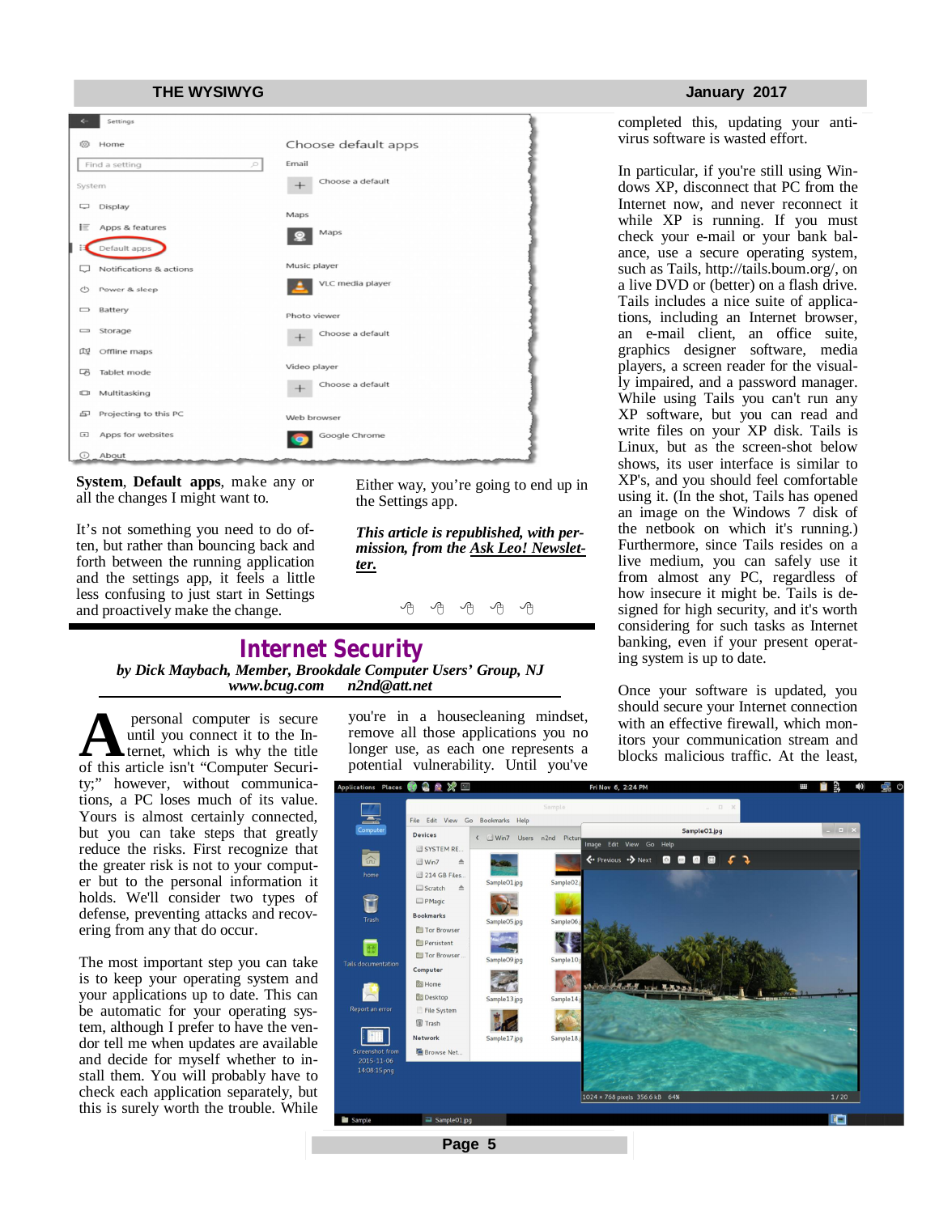**System**, **Default apps**, make any or all the changes I might want to.

It's not something you need to do often, but rather than bouncing back and forth between the running application and the settings app, it feels a little less confusing to just start in Settings and proactively make the change.

Either way, you're going to end up in the Settings app.

***This article is republished, with permission, from the Ask Leo! Newsletter.***

## Internet Security

***by Dick Maybach, Member, Brookdale Computer Users' Group, NJ***
***www.bcug.com n2nd@att.net***

A personal computer is secure until you connect it to the Internet, which is why the title of this article isn't "Computer Security;" however, without communications, a PC loses much of its value. Yours is almost certainly connected, but you can take steps that greatly reduce the risks. First recognize that the greater risk is not to your computer but to the personal information it holds. We'll consider two types of defense, preventing attacks and recovering from any that do occur.

The most important step you can take is to keep your operating system and your applications up to date. This can be automatic for your operating system, although I prefer to have the vendor tell me when updates are available and decide for myself whether to install them. You will probably have to check each application separately, but this is surely worth the trouble. While you're in a housecleaning mindset, remove all those applications you no longer use, as each one represents a potential vulnerability. Until you've completed this, updating your anti-virus software is wasted effort.

In particular, if you're still using Windows XP, disconnect that PC from the Internet now, and never reconnect it while XP is running. If you must check your e-mail or your bank balance, use a secure operating system, such as Tails, http://tails.boum.org/, on a live DVD or (better) on a flash drive. Tails includes a nice suite of applications, including an Internet browser, an e-mail client, an office suite, graphics designer software, media players, a screen reader for the visually impaired, and a password manager. While using Tails you can't run any XP software, but you can read and write files on your XP disk. Tails is Linux, but as the screen-shot below shows, its user interface is similar to XP's, and you should feel comfortable using it. (In the shot, Tails has opened an image on the Windows 7 disk of the netbook on which it's running.) Furthermore, since Tails resides on a live medium, you can safely use it from almost any PC, regardless of how insecure it might be. Tails is designed for high security, and it's worth considering for such tasks as Internet banking, even if your present operating system is up to date.

Once your software is updated, you should secure your Internet connection with an effective firewall, which monitors your communication stream and blocks malicious traffic. At the least,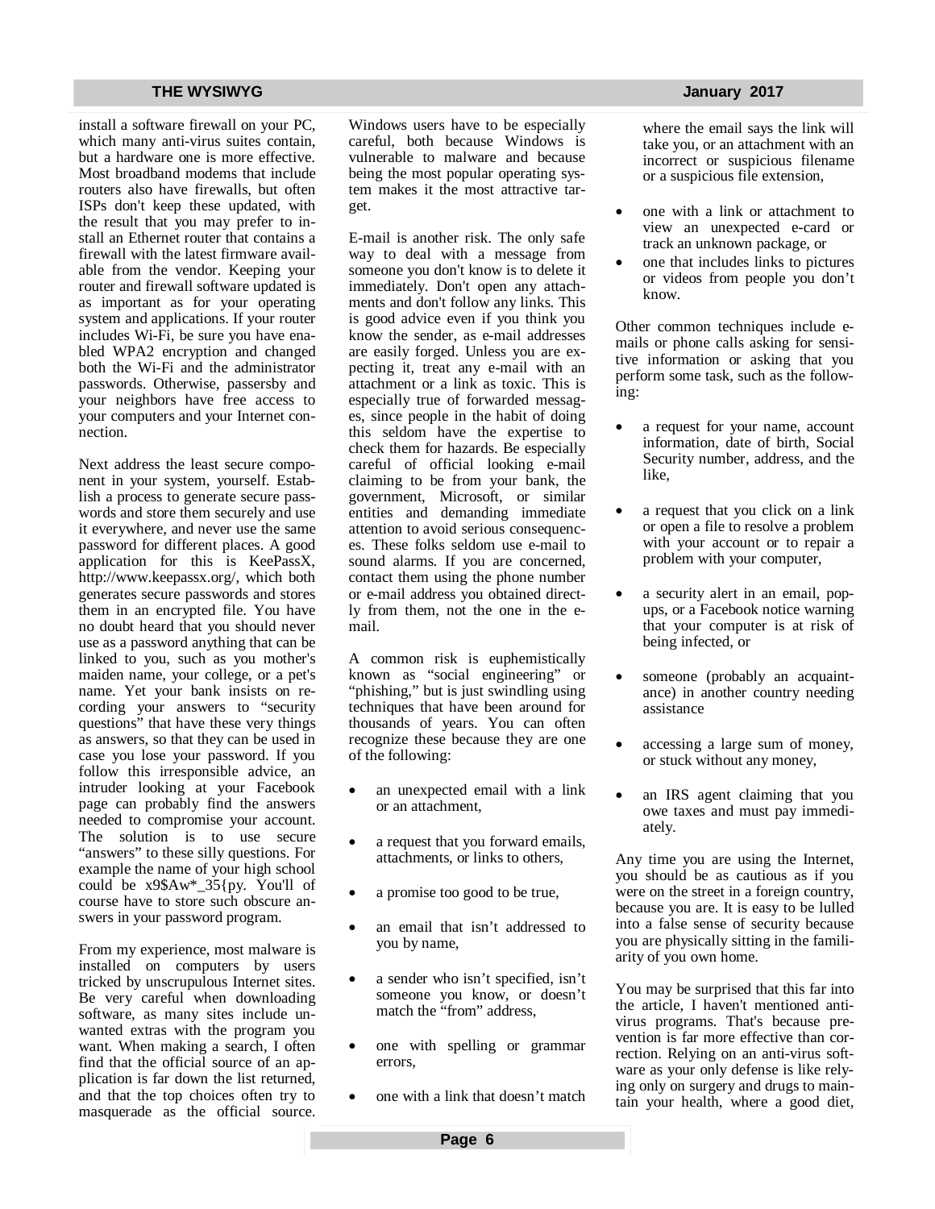install a software firewall on your PC, which many anti-virus suites contain, but a hardware one is more effective. Most broadband modems that include routers also have firewalls, but often ISPs don't keep these updated, with the result that you may prefer to install an Ethernet router that contains a firewall with the latest firmware available from the vendor. Keeping your router and firewall software updated is as important as for your operating system and applications. If your router includes Wi-Fi, be sure you have enabled WPA2 encryption and changed both the Wi-Fi and the administrator passwords. Otherwise, passersby and your neighbors have free access to your computers and your Internet connection.

Next address the least secure component in your system, yourself. Establish a process to generate secure passwords and store them securely and use it everywhere, and never use the same password for different places. A good application for this is KeePassX, http://www.keepassx.org/, which both generates secure passwords and stores them in an encrypted file. You have no doubt heard that you should never use as a password anything that can be linked to you, such as you mother's maiden name, your college, or a pet's name. Yet your bank insists on recording your answers to "security questions" that have these very things as answers, so that they can be used in case you lose your password. If you follow this irresponsible advice, an intruder looking at your Facebook page can probably find the answers needed to compromise your account. The solution is to use secure "answers" to these silly questions. For example the name of your high school could be x9$Aw*_35{py. You'll of course have to store such obscure answers in your password program.

From my experience, most malware is installed on computers by users tricked by unscrupulous Internet sites. Be very careful when downloading software, as many sites include unwanted extras with the program you want. When making a search, I often find that the official source of an application is far down the list returned, and that the top choices often try to masquerade as the official source. Windows users have to be especially careful, both because Windows is vulnerable to malware and because being the most popular operating system makes it the most attractive target.

E-mail is another risk. The only safe way to deal with a message from someone you don't know is to delete it immediately. Don't open any attachments and don't follow any links. This is good advice even if you think you know the sender, as e-mail addresses are easily forged. Unless you are expecting it, treat any e-mail with an attachment or a link as toxic. This is especially true of forwarded messages, since people in the habit of doing this seldom have the expertise to check them for hazards. Be especially careful of official looking e-mail claiming to be from your bank, the government, Microsoft, or similar entities and demanding immediate attention to avoid serious consequences. These folks seldom use e-mail to sound alarms. If you are concerned, contact them using the phone number or e-mail address you obtained directly from them, not the one in the e-mail.

A common risk is euphemistically known as "social engineering" or "phishing," but is just swindling using techniques that have been around for thousands of years. You can often recognize these because they are one of the following:

- an unexpected email with a link or an attachment,
- a request that you forward emails, attachments, or links to others,
- a promise too good to be true,
- an email that isn't addressed to you by name,
- a sender who isn't specified, isn't someone you know, or doesn't match the "from" address,
- one with spelling or grammar errors,
- one with a link that doesn't match where the email says the link will take you, or an attachment with an incorrect or suspicious filename or a suspicious file extension,
- one with a link or attachment to view an unexpected e-card or track an unknown package, or
- one that includes links to pictures or videos from people you don't know.

Other common techniques include e-mails or phone calls asking for sensitive information or asking that you perform some task, such as the following:

- a request for your name, account information, date of birth, Social Security number, address, and the like,
- a request that you click on a link or open a file to resolve a problem with your account or to repair a problem with your computer,
- a security alert in an email, pop-ups, or a Facebook notice warning that your computer is at risk of being infected, or
- someone (probably an acquaintance) in another country needing assistance
- accessing a large sum of money, or stuck without any money,
- an IRS agent claiming that you owe taxes and must pay immediately.

Any time you are using the Internet, you should be as cautious as if you were on the street in a foreign country, because you are. It is easy to be lulled into a false sense of security because you are physically sitting in the familiarity of you own home.

You may be surprised that this far into the article, I haven't mentioned anti-virus programs. That's because prevention is far more effective than correction. Relying on an anti-virus software as your only defense is like relying only on surgery and drugs to maintain your health, where a good diet,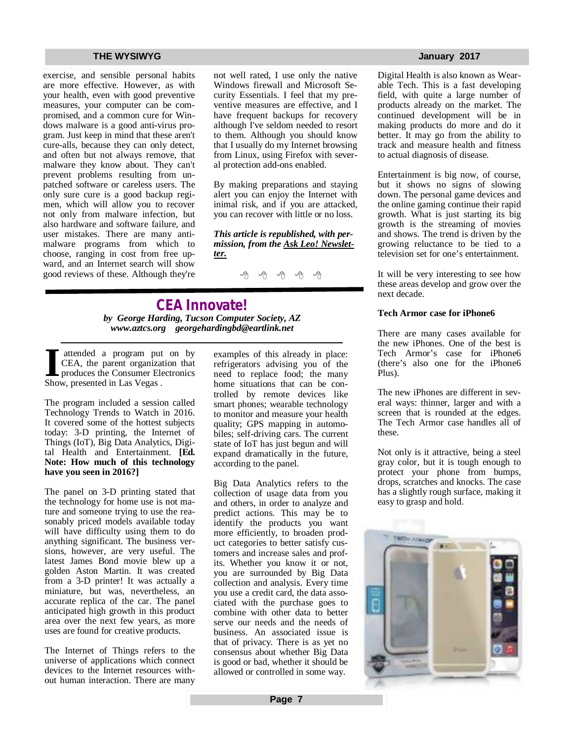exercise, and sensible personal habits are more effective. However, as with your health, even with good preventive measures, your computer can be compromised, and a common cure for Windows malware is a good anti-virus program. Just keep in mind that these aren't cure-alls, because they can only detect, and often but not always remove, that malware they know about. They can't prevent problems resulting from unpatched software or careless users. The only sure cure is a good backup regimen, which will allow you to recover not only from malware infection, but also hardware and software failure, and user mistakes. There are many anti-malware programs from which to choose, ranging in cost from free upward, and an Internet search will show good reviews of these. Although they're not well rated, I use only the native Windows firewall and Microsoft Security Essentials. I feel that my preventive measures are effective, and I have frequent backups for recovery although I've seldom needed to resort to them. Although you should know that I usually do my Internet browsing from Linux, using Firefox with several protection add-ons enabled.

By making preparations and staying alert you can enjoy the Internet with inimal risk, and if you are attacked, you can recover with little or no loss.

***This article is republished, with permission, from the Ask Leo! Newsletter.***

## CEA Innovate!

***by George Harding, Tucson Computer Society, AZ***
***www.aztcs.org georgehardingbd@eartlink.net***

I attended a program put on by CEA, the parent organization that produces the Consumer Electronics Show, presented in Las Vegas .

The program included a session called Technology Trends to Watch in 2016. It covered some of the hottest subjects today: 3-D printing, the Internet of Things (IoT), Big Data Analytics, Digital Health and Entertainment. **[Ed. Note: How much of this technology have you seen in 2016?]**

The panel on 3-D printing stated that the technology for home use is not mature and someone trying to use the reasonably priced models available today will have difficulty using them to do anything significant. The business versions, however, are very useful. The latest James Bond movie blew up a golden Aston Martin. It was created from a 3-D printer! It was actually a miniature, but was, nevertheless, an accurate replica of the car. The panel anticipated high growth in this product area over the next few years, as more uses are found for creative products.

The Internet of Things refers to the universe of applications which connect devices to the Internet resources without human interaction. There are many examples of this already in place: refrigerators advising you of the need to replace food; the many home situations that can be controlled by remote devices like smart phones; wearable technology to monitor and measure your health quality; GPS mapping in automobiles; self-driving cars. The current state of IoT has just begun and will expand dramatically in the future, according to the panel.

Big Data Analytics refers to the collection of usage data from you and others, in order to analyze and predict actions. This may be to identify the products you want more efficiently, to broaden product categories to better satisfy customers and increase sales and profits. Whether you know it or not, you are surrounded by Big Data collection and analysis. Every time you use a credit card, the data associated with the purchase goes to combine with other data to better serve our needs and the needs of business. An associated issue is that of privacy. There is as yet no consensus about whether Big Data is good or bad, whether it should be allowed or controlled in some way.

Digital Health is also known as Wearable Tech. This is a fast developing field, with quite a large number of products already on the market. The continued development will be in making products do more and do it better. It may go from the ability to track and measure health and fitness to actual diagnosis of disease.

Entertainment is big now, of course, but it shows no signs of slowing down. The personal game devices and the online gaming continue their rapid growth. What is just starting its big growth is the streaming of movies and shows. The trend is driven by the growing reluctance to be tied to a television set for one's entertainment.

It will be very interesting to see how these areas develop and grow over the next decade.

**Tech Armor case for iPhone6**

There are many cases available for the new iPhones. One of the best is Tech Armor's case for iPhone6 (there's also one for the iPhone6 Plus).

The new iPhones are different in several ways: thinner, larger and with a screen that is rounded at the edges. The Tech Armor case handles all of these.

Not only is it attractive, being a steel gray color, but it is tough enough to protect your phone from bumps, drops, scratches and knocks. The case has a slightly rough surface, making it easy to grasp and hold.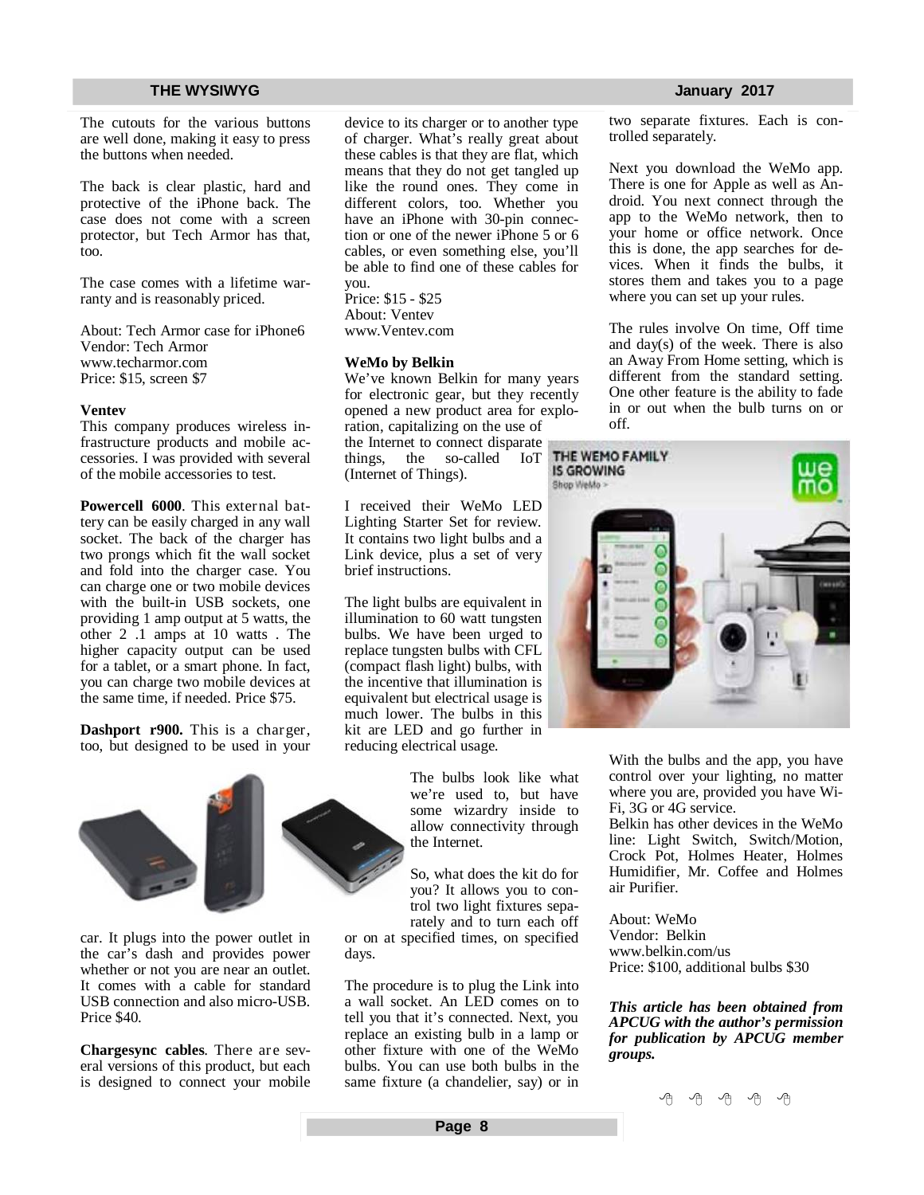The cutouts for the various buttons are well done, making it easy to press the buttons when needed.

The back is clear plastic, hard and protective of the iPhone back. The case does not come with a screen protector, but Tech Armor has that, too.

The case comes with a lifetime warranty and is reasonably priced.

About: Tech Armor case for iPhone6
Vendor: Tech Armor
www.techarmor.com
Price: $15, screen $7

**Ventev**
This company produces wireless infrastructure products and mobile accessories. I was provided with several of the mobile accessories to test.

**Powercell 6000**. This external battery can be easily charged in any wall socket. The back of the charger has two prongs which fit the wall socket and fold into the charger case. You can charge one or two mobile devices with the built-in USB sockets, one providing 1 amp output at 5 watts, the other 2 .1 amps at 10 watts . The higher capacity output can be used for a tablet, or a smart phone. In fact, you can charge two mobile devices at the same time, if needed. Price $75.

**Dashport r900.** This is a charger, too, but designed to be used in your car. It plugs into the power outlet in the car's dash and provides power whether or not you are near an outlet. It comes with a cable for standard USB connection and also micro-USB. Price $40.

**Chargesync cables**. There are several versions of this product, but each is designed to connect your mobile device to its charger or to another type of charger. What's really great about these cables is that they are flat, which means that they do not get tangled up like the round ones. They come in different colors, too. Whether you have an iPhone with 30-pin connection or one of the newer iPhone 5 or 6 cables, or even something else, you'll be able to find one of these cables for you.
Price: $15 - $25
About: Ventev
www.Ventev.com

**WeMo by Belkin**
We've known Belkin for many years for electronic gear, but they recently opened a new product area for exploration, capitalizing on the use of the Internet to connect disparate things, the so-called IoT (Internet of Things).

I received their WeMo LED Lighting Starter Set for review. It contains two light bulbs and a Link device, plus a set of very brief instructions.

The light bulbs are equivalent in illumination to 60 watt tungsten bulbs. We have been urged to replace tungsten bulbs with CFL (compact flash light) bulbs, with the incentive that illumination is equivalent but electrical usage is much lower. The bulbs in this kit are LED and go further in reducing electrical usage.

The bulbs look like what we're used to, but have some wizardry inside to allow connectivity through the Internet.

So, what does the kit do for you? It allows you to control two light fixtures separately and to turn each off or on at specified times, on specified days.

The procedure is to plug the Link into a wall socket. An LED comes on to tell you that it's connected. Next, you replace an existing bulb in a lamp or other fixture with one of the WeMo bulbs. You can use both bulbs in the same fixture (a chandelier, say) or in two separate fixtures. Each is controlled separately.

Next you download the WeMo app. There is one for Apple as well as Android. You next connect through the app to the WeMo network, then to your home or office network. Once this is done, the app searches for devices. When it finds the bulbs, it stores them and takes you to a page where you can set up your rules.

The rules involve On time, Off time and day(s) of the week. There is also an Away From Home setting, which is different from the standard setting. One other feature is the ability to fade in or out when the bulb turns on or off.

With the bulbs and the app, you have control over your lighting, no matter where you are, provided you have Wi-Fi, 3G or 4G service.
Belkin has other devices in the WeMo line: Light Switch, Switch/Motion, Crock Pot, Holmes Heater, Holmes Humidifier, Mr. Coffee and Holmes air Purifier.

About: WeMo
Vendor: Belkin
www.belkin.com/us
Price: $100, additional bulbs $30

***This article has been obtained from APCUG with the author's permission for publication by APCUG member groups.***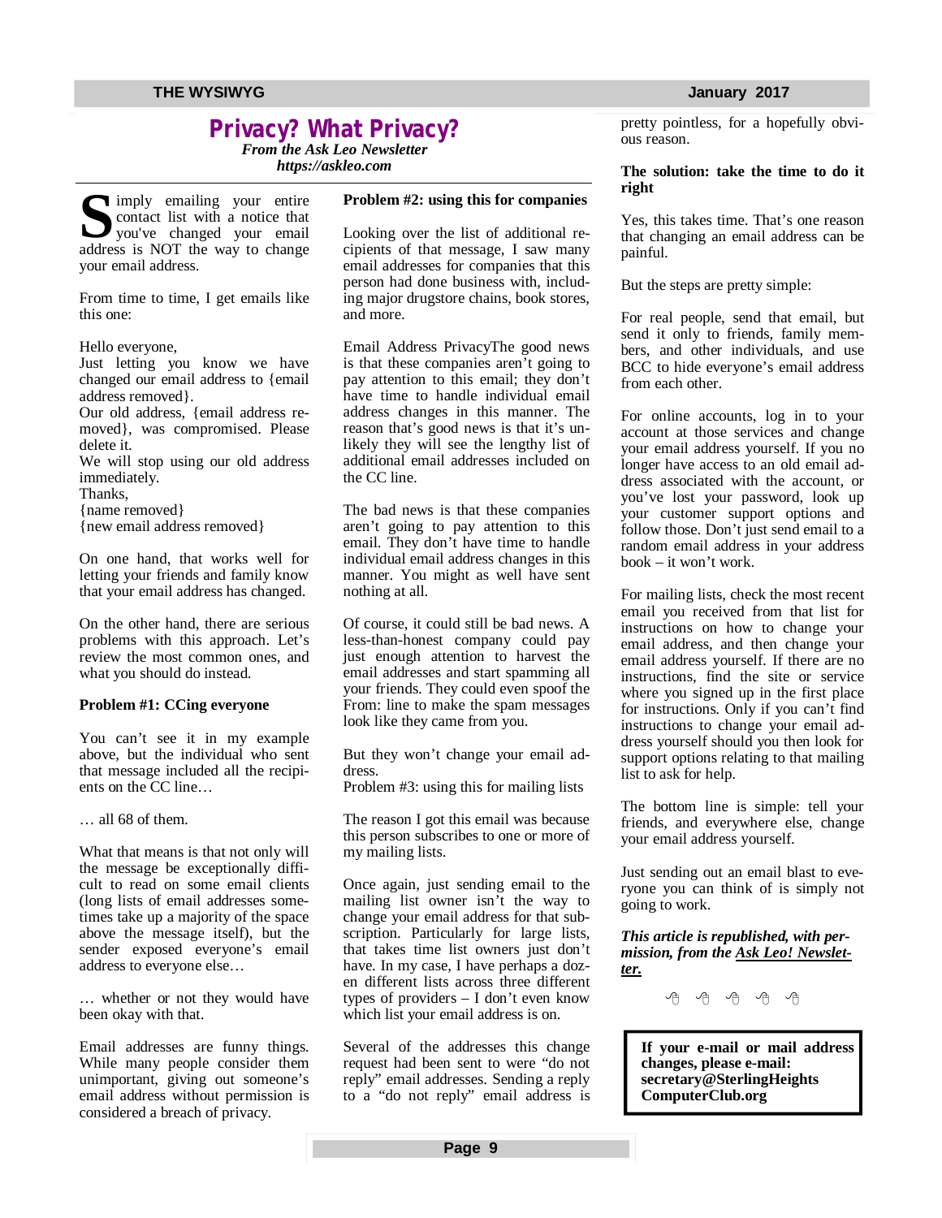# Privacy? What Privacy?

***From the Ask Leo Newsletter***
***https://askleo.com***

Simply emailing your entire contact list with a notice that you've changed your email address is NOT the way to change your email address.

From time to time, I get emails like this one:

Hello everyone,
Just letting you know we have changed our email address to {email address removed}.
Our old address, {email address removed}, was compromised. Please delete it.
We will stop using our old address immediately.
Thanks,
{name removed}
{new email address removed}

On one hand, that works well for letting your friends and family know that your email address has changed.

On the other hand, there are serious problems with this approach. Let's review the most common ones, and what you should do instead.

**Problem #1: CCing everyone**

You can't see it in my example above, but the individual who sent that message included all the recipients on the CC line…

… all 68 of them.

What that means is that not only will the message be exceptionally difficult to read on some email clients (long lists of email addresses sometimes take up a majority of the space above the message itself), but the sender exposed everyone's email address to everyone else…

… whether or not they would have been okay with that.

Email addresses are funny things. While many people consider them unimportant, giving out someone's email address without permission is considered a breach of privacy.

**Problem #2: using this for companies**

Looking over the list of additional recipients of that message, I saw many email addresses for companies that this person had done business with, including major drugstore chains, book stores, and more.

Email Address PrivacyThe good news is that these companies aren't going to pay attention to this email; they don't have time to handle individual email address changes in this manner. The reason that's good news is that it's unlikely they will see the lengthy list of additional email addresses included on the CC line.

The bad news is that these companies aren't going to pay attention to this email. They don't have time to handle individual email address changes in this manner. You might as well have sent nothing at all.

Of course, it could still be bad news. A less-than-honest company could pay just enough attention to harvest the email addresses and start spamming all your friends. They could even spoof the From: line to make the spam messages look like they came from you.

But they won't change your email address.

Problem #3: using this for mailing lists

The reason I got this email was because this person subscribes to one or more of my mailing lists.

Once again, just sending email to the mailing list owner isn't the way to change your email address for that subscription. Particularly for large lists, that takes time list owners just don't have. In my case, I have perhaps a dozen different lists across three different types of providers – I don't even know which list your email address is on.

Several of the addresses this change request had been sent to were "do not reply" email addresses. Sending a reply to a "do not reply" email address is pretty pointless, for a hopefully obvious reason.

**The solution: take the time to do it right**

Yes, this takes time. That's one reason that changing an email address can be painful.

But the steps are pretty simple:

For real people, send that email, but send it only to friends, family members, and other individuals, and use BCC to hide everyone's email address from each other.

For online accounts, log in to your account at those services and change your email address yourself. If you no longer have access to an old email address associated with the account, or you've lost your password, look up your customer support options and follow those. Don't just send email to a random email address in your address book – it won't work.

For mailing lists, check the most recent email you received from that list for instructions on how to change your email address, and then change your email address yourself. If there are no instructions, find the site or service where you signed up in the first place for instructions. Only if you can't find instructions to change your email address yourself should you then look for support options relating to that mailing list to ask for help.

The bottom line is simple: tell your friends, and everywhere else, change your email address yourself.

Just sending out an email blast to everyone you can think of is simply not going to work.

***This article is republished, with permission, from the Ask Leo! Newsletter.***

**If your e-mail or mail address changes, please e-mail: secretary@SterlingHeightsComputerClub.org**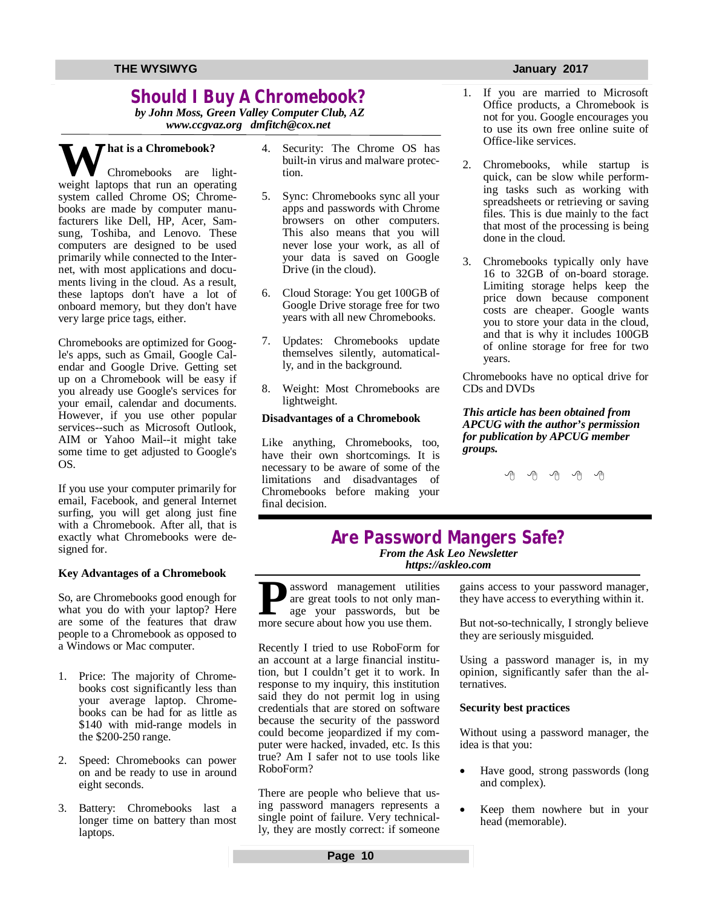# Should I Buy A Chromebook?

***by John Moss, Green Valley Computer Club, AZ***
***www.ccgvaz.org dmfitch@cox.net***

**What is a Chromebook?**

Chromebooks are lightweight laptops that run an operating system called Chrome OS; Chromebooks are made by computer manufacturers like Dell, HP, Acer, Samsung, Toshiba, and Lenovo. These computers are designed to be used primarily while connected to the Internet, with most applications and documents living in the cloud. As a result, these laptops don't have a lot of onboard memory, but they don't have very large price tags, either.

Chromebooks are optimized for Google's apps, such as Gmail, Google Calendar and Google Drive. Getting set up on a Chromebook will be easy if you already use Google's services for your email, calendar and documents. However, if you use other popular services--such as Microsoft Outlook, AIM or Yahoo Mail--it might take some time to get adjusted to Google's OS.

If you use your computer primarily for email, Facebook, and general Internet surfing, you will get along just fine with a Chromebook. After all, that is exactly what Chromebooks were designed for.

**Key Advantages of a Chromebook**

So, are Chromebooks good enough for what you do with your laptop? Here are some of the features that draw people to a Chromebook as opposed to a Windows or Mac computer.

1. Price: The majority of Chromebooks cost significantly less than your average laptop. Chromebooks can be had for as little as $140 with mid-range models in the $200-250 range.
2. Speed: Chromebooks can power on and be ready to use in around eight seconds.
3. Battery: Chromebooks last a longer time on battery than most laptops.
4. Security: The Chrome OS has built-in virus and malware protection.
5. Sync: Chromebooks sync all your apps and passwords with Chrome browsers on other computers. This also means that you will never lose your work, as all of your data is saved on Google Drive (in the cloud).
6. Cloud Storage: You get 100GB of Google Drive storage free for two years with all new Chromebooks.
7. Updates: Chromebooks update themselves silently, automatically, and in the background.
8. Weight: Most Chromebooks are lightweight.

**Disadvantages of a Chromebook**

Like anything, Chromebooks, too, have their own shortcomings. It is necessary to be aware of some of the limitations and disadvantages of Chromebooks before making your final decision.

1. If you are married to Microsoft Office products, a Chromebook is not for you. Google encourages you to use its own free online suite of Office-like services.
2. Chromebooks, while startup is quick, can be slow while performing tasks such as working with spreadsheets or retrieving or saving files. This is due mainly to the fact that most of the processing is being done in the cloud.
3. Chromebooks typically only have 16 to 32GB of on-board storage. Limiting storage helps keep the price down because component costs are cheaper. Google wants you to store your data in the cloud, and that is why it includes 100GB of online storage for free for two years.

Chromebooks have no optical drive for CDs and DVDs

***This article has been obtained from APCUG with the author's permission for publication by APCUG member groups.***

# Are Password Mangers Safe?

***From the Ask Leo Newsletter***
***https://askleo.com***

Password management utilities are great tools to not only manage your passwords, but be more secure about how you use them.

Recently I tried to use RoboForm for an account at a large financial institution, but I couldn't get it to work. In response to my inquiry, this institution said they do not permit log in using credentials that are stored on software because the security of the password could become jeopardized if my computer were hacked, invaded, etc. Is this true? Am I safer not to use tools like RoboForm?

There are people who believe that using password managers represents a single point of failure. Very technically, they are mostly correct: if someone gains access to your password manager, they have access to everything within it.

But not-so-technically, I strongly believe they are seriously misguided.

Using a password manager is, in my opinion, significantly safer than the alternatives.

**Security best practices**

Without using a password manager, the idea is that you:

- Have good, strong passwords (long and complex).
- Keep them nowhere but in your head (memorable).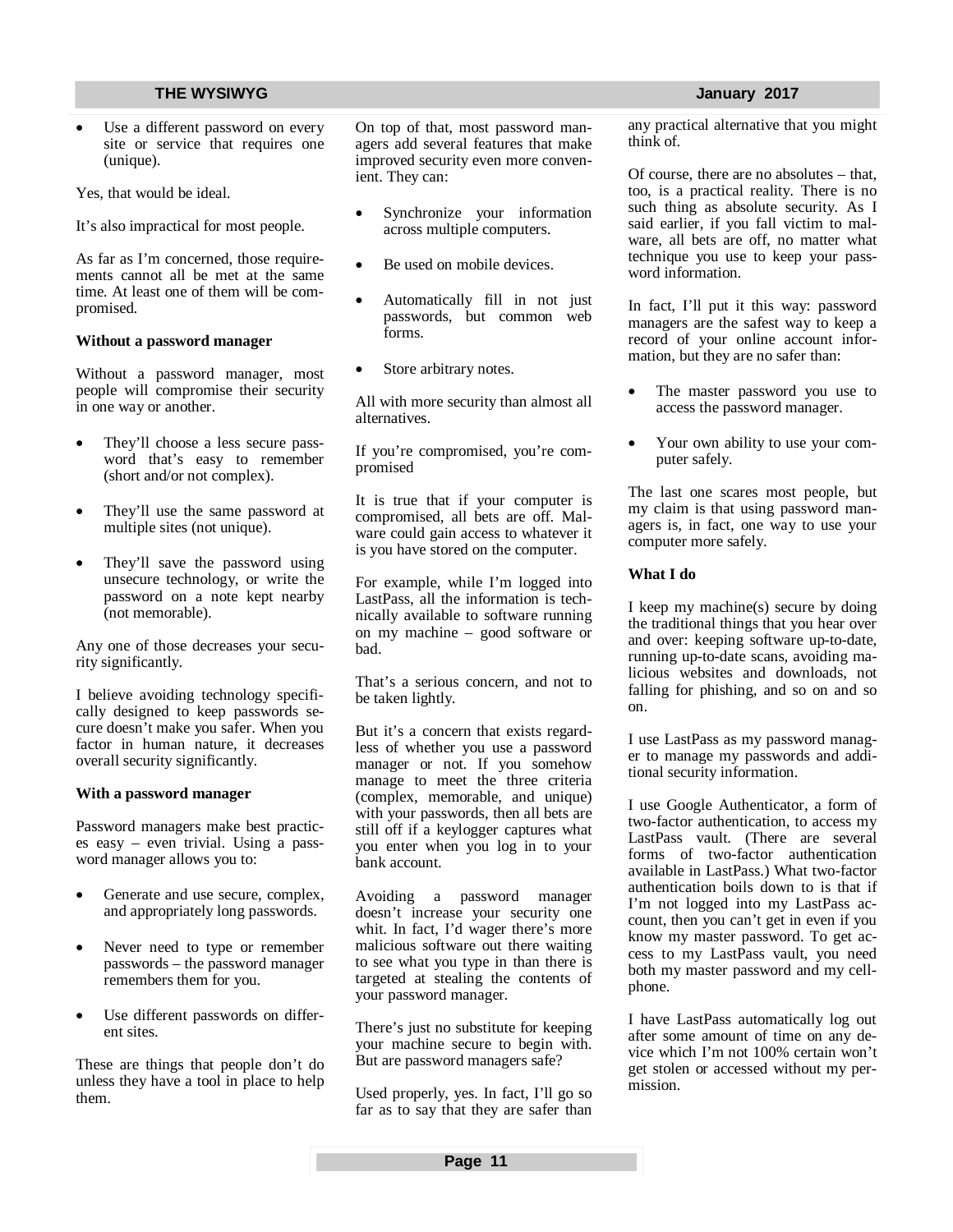- Use a different password on every site or service that requires one (unique).

Yes, that would be ideal.

It's also impractical for most people.

As far as I'm concerned, those requirements cannot all be met at the same time. At least one of them will be compromised.

**Without a password manager**

Without a password manager, most people will compromise their security in one way or another.

- They'll choose a less secure password that's easy to remember (short and/or not complex).
- They'll use the same password at multiple sites (not unique).
- They'll save the password using unsecure technology, or write the password on a note kept nearby (not memorable).

Any one of those decreases your security significantly.

I believe avoiding technology specifically designed to keep passwords secure doesn't make you safer. When you factor in human nature, it decreases overall security significantly.

**With a password manager**

Password managers make best practices easy – even trivial. Using a password manager allows you to:

- Generate and use secure, complex, and appropriately long passwords.
- Never need to type or remember passwords – the password manager remembers them for you.
- Use different passwords on different sites.

These are things that people don't do unless they have a tool in place to help them.

On top of that, most password managers add several features that make improved security even more convenient. They can:

- Synchronize your information across multiple computers.
- Be used on mobile devices.
- Automatically fill in not just passwords, but common web forms.
- Store arbitrary notes.

All with more security than almost all alternatives.

If you're compromised, you're compromised

It is true that if your computer is compromised, all bets are off. Malware could gain access to whatever it is you have stored on the computer.

For example, while I'm logged into LastPass, all the information is technically available to software running on my machine – good software or bad.

That's a serious concern, and not to be taken lightly.

But it's a concern that exists regardless of whether you use a password manager or not. If you somehow manage to meet the three criteria (complex, memorable, and unique) with your passwords, then all bets are still off if a keylogger captures what you enter when you log in to your bank account.

Avoiding a password manager doesn't increase your security one whit. In fact, I'd wager there's more malicious software out there waiting to see what you type in than there is targeted at stealing the contents of your password manager.

There's just no substitute for keeping your machine secure to begin with. But are password managers safe?

Used properly, yes. In fact, I'll go so far as to say that they are safer than any practical alternative that you might think of.

Of course, there are no absolutes – that, too, is a practical reality. There is no such thing as absolute security. As I said earlier, if you fall victim to malware, all bets are off, no matter what technique you use to keep your password information.

In fact, I'll put it this way: password managers are the safest way to keep a record of your online account information, but they are no safer than:

- The master password you use to access the password manager.
- Your own ability to use your computer safely.

The last one scares most people, but my claim is that using password managers is, in fact, one way to use your computer more safely.

**What I do**

I keep my machine(s) secure by doing the traditional things that you hear over and over: keeping software up-to-date, running up-to-date scans, avoiding malicious websites and downloads, not falling for phishing, and so on and so on.

I use LastPass as my password manager to manage my passwords and additional security information.

I use Google Authenticator, a form of two-factor authentication, to access my LastPass vault. (There are several forms of two-factor authentication available in LastPass.) What two-factor authentication boils down to is that if I'm not logged into my LastPass account, then you can't get in even if you know my master password. To get access to my LastPass vault, you need both my master password and my cellphone.

I have LastPass automatically log out after some amount of time on any device which I'm not 100% certain won't get stolen or accessed without my permission.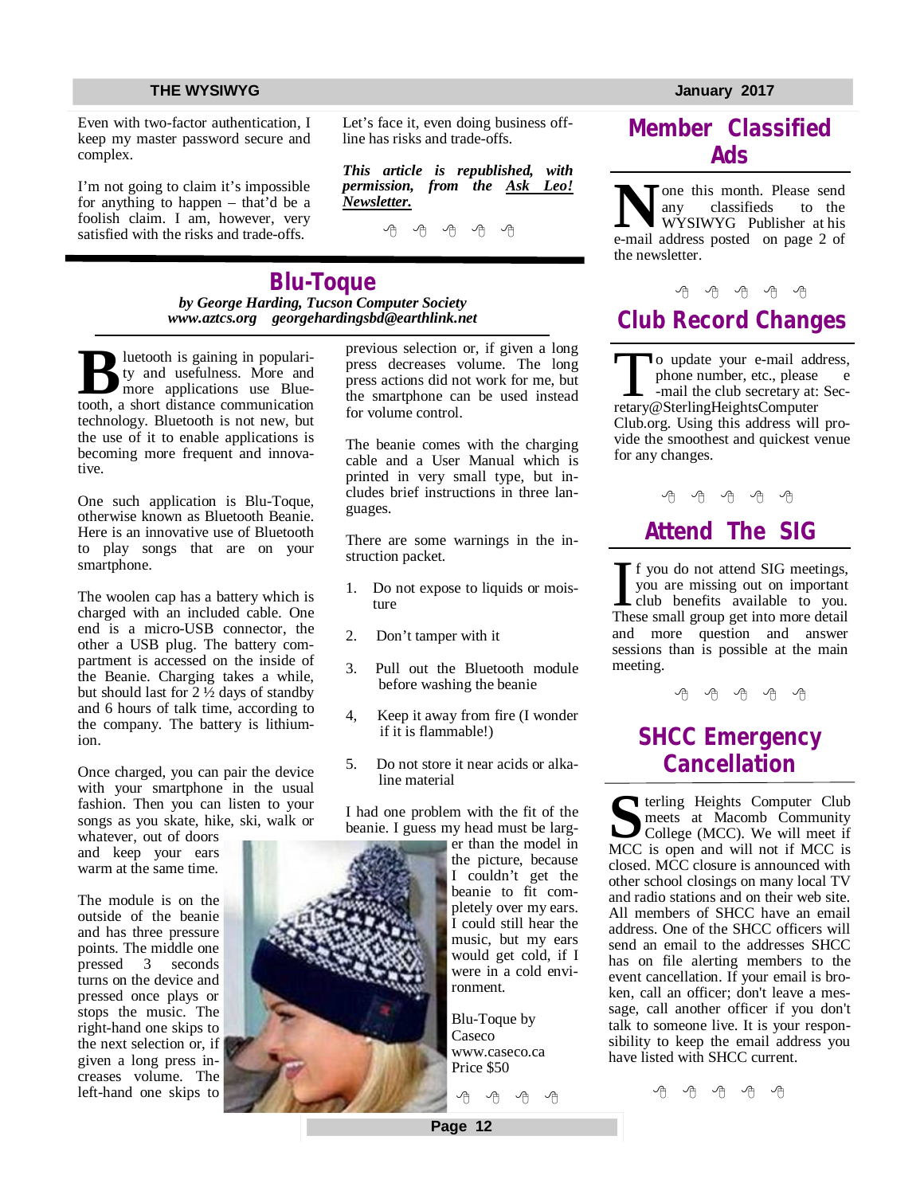Even with two-factor authentication, I keep my master password secure and complex.

I'm not going to claim it's impossible for anything to happen – that'd be a foolish claim. I am, however, very satisfied with the risks and trade-offs.

Let's face it, even doing business off-line has risks and trade-offs.

***This article is republished, with permission, from the Ask Leo! Newsletter.***

## Blu-Toque

*by George Harding, Tucson Computer Society*
*www.aztcs.org georgehardingsbd@earthlink.net*

Bluetooth is gaining in popularity and usefulness. More and more applications use Bluetooth, a short distance communication technology. Bluetooth is not new, but the use of it to enable applications is becoming more frequent and innovative.

One such application is Blu-Toque, otherwise known as Bluetooth Beanie. Here is an innovative use of Bluetooth to play songs that are on your smartphone.

The woolen cap has a battery which is charged with an included cable. One end is a micro-USB connector, the other a USB plug. The battery compartment is accessed on the inside of the Beanie. Charging takes a while, but should last for 2 ½ days of standby and 6 hours of talk time, according to the company. The battery is lithium-ion.

Once charged, you can pair the device with your smartphone in the usual fashion. Then you can listen to your songs as you skate, hike, ski, walk or whatever, out of doors and keep your ears warm at the same time.

The module is on the outside of the beanie and has three pressure points. The middle one pressed 3 seconds turns on the device and pressed once plays or stops the music. The right-hand one skips to the next selection or, if given a long press increases volume. The left-hand one skips to previous selection or, if given a long press decreases volume. The long press actions did not work for me, but the smartphone can be used instead for volume control.

The beanie comes with the charging cable and a User Manual which is printed in very small type, but includes brief instructions in three languages.

There are some warnings in the instruction packet.

1. Do not expose to liquids or moisture
2. Don't tamper with it
3. Pull out the Bluetooth module before washing the beanie
4. Keep it away from fire (I wonder if it is flammable!)
5. Do not store it near acids or alkaline material

I had one problem with the fit of the beanie. I guess my head must be larger than the model in the picture, because I couldn't get the beanie to fit completely over my ears. I could still hear the music, but my ears would get cold, if I were in a cold environment.

Blu-Toque by Caseco
www.caseco.ca
Price $50

## Member Classified Ads

None this month. Please send any classifieds to the WYSIWYG Publisher at his e-mail address posted on page 2 of the newsletter.

## Club Record Changes

To update your e-mail address, phone number, etc., please e-mail the club secretary at: Secretary@SterlingHeightsComputerClub.org. Using this address will provide the smoothest and quickest venue for any changes.

## Attend The SIG

If you do not attend SIG meetings, you are missing out on important club benefits available to you. These small group get into more detail and more question and answer sessions than is possible at the main meeting.

## SHCC Emergency Cancellation

Sterling Heights Computer Club meets at Macomb Community College (MCC). We will meet if MCC is open and will not if MCC is closed. MCC closure is announced with other school closings on many local TV and radio stations and on their web site. All members of SHCC have an email address. One of the SHCC officers will send an email to the addresses SHCC has on file alerting members to the event cancellation. If your email is broken, call an officer; don't leave a message, call another officer if you don't talk to someone live. It is your responsibility to keep the email address you have listed with SHCC current.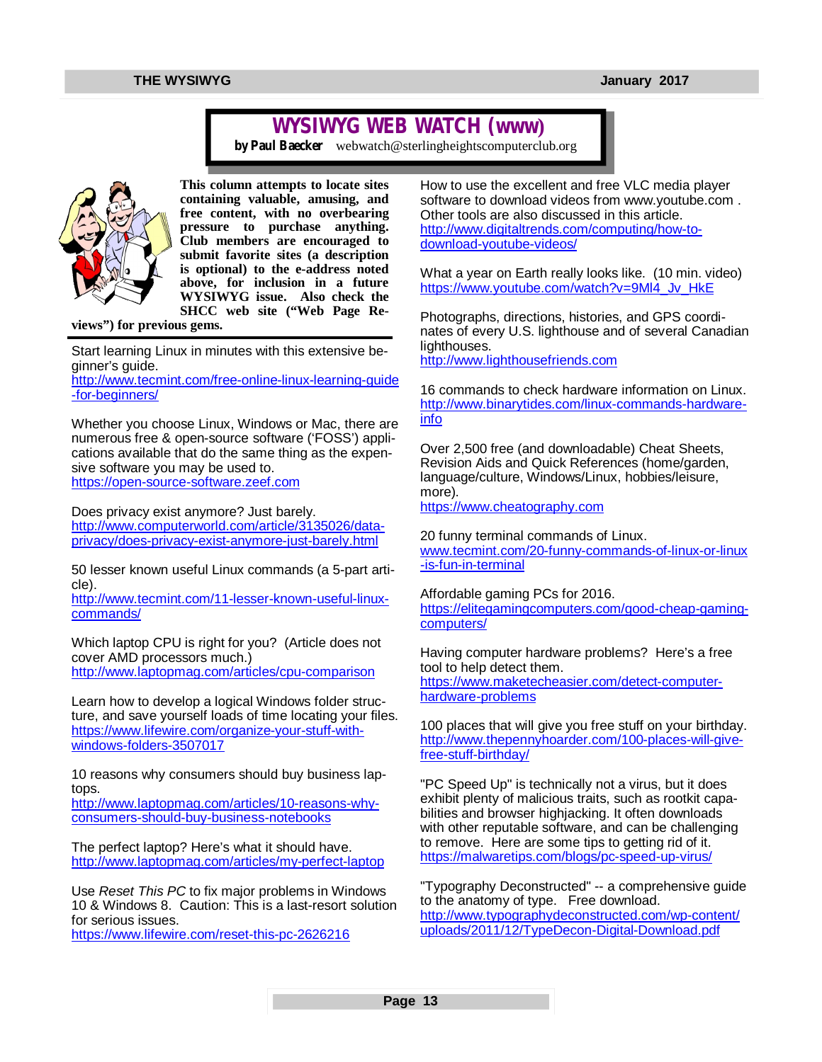# WYSIWYG WEB WATCH (www)

**by Paul Baecker** webwatch@sterlingheightscomputerclub.org

**This column attempts to locate sites containing valuable, amusing, and free content, with no overbearing pressure to purchase anything. Club members are encouraged to submit favorite sites (a description is optional) to the e-address noted above, for inclusion in a future WYSIWYG issue. Also check the SHCC web site ("Web Page Reviews") for previous gems.**

Start learning Linux in minutes with this extensive beginner's guide.
http://www.tecmint.com/free-online-linux-learning-guide-for-beginners/

Whether you choose Linux, Windows or Mac, there are numerous free & open-source software ('FOSS') applications available that do the same thing as the expensive software you may be used to.
https://open-source-software.zeef.com

Does privacy exist anymore? Just barely.
http://www.computerworld.com/article/3135026/data-privacy/does-privacy-exist-anymore-just-barely.html

50 lesser known useful Linux commands (a 5-part article).
http://www.tecmint.com/11-lesser-known-useful-linux-commands/

Which laptop CPU is right for you? (Article does not cover AMD processors much.)
http://www.laptopmag.com/articles/cpu-comparison

Learn how to develop a logical Windows folder structure, and save yourself loads of time locating your files.
https://www.lifewire.com/organize-your-stuff-with-windows-folders-3507017

10 reasons why consumers should buy business laptops.
http://www.laptopmag.com/articles/10-reasons-why-consumers-should-buy-business-notebooks

The perfect laptop? Here's what it should have.
http://www.laptopmag.com/articles/my-perfect-laptop

Use *Reset This PC* to fix major problems in Windows 10 & Windows 8. Caution: This is a last-resort solution for serious issues.
https://www.lifewire.com/reset-this-pc-2626216

How to use the excellent and free VLC media player software to download videos from www.youtube.com . Other tools are also discussed in this article.
http://www.digitaltrends.com/computing/how-to-download-youtube-videos/

What a year on Earth really looks like. (10 min. video)
https://www.youtube.com/watch?v=9Ml4_Jv_HkE

Photographs, directions, histories, and GPS coordinates of every U.S. lighthouse and of several Canadian lighthouses.
http://www.lighthousefriends.com

16 commands to check hardware information on Linux.
http://www.binarytides.com/linux-commands-hardware-info

Over 2,500 free (and downloadable) Cheat Sheets, Revision Aids and Quick References (home/garden, language/culture, Windows/Linux, hobbies/leisure, more).
https://www.cheatography.com

20 funny terminal commands of Linux.
www.tecmint.com/20-funny-commands-of-linux-or-linux-is-fun-in-terminal

Affordable gaming PCs for 2016.
https://elitegamingcomputers.com/good-cheap-gaming-computers/

Having computer hardware problems? Here's a free tool to help detect them.
https://www.maketecheasier.com/detect-computer-hardware-problems

100 places that will give you free stuff on your birthday.
http://www.thepennyhoarder.com/100-places-will-give-free-stuff-birthday/

"PC Speed Up" is technically not a virus, but it does exhibit plenty of malicious traits, such as rootkit capabilities and browser highjacking. It often downloads with other reputable software, and can be challenging to remove. Here are some tips to getting rid of it.
https://malwaretips.com/blogs/pc-speed-up-virus/

"Typography Deconstructed" -- a comprehensive guide to the anatomy of type. Free download.
http://www.typographydeconstructed.com/wp-content/uploads/2011/12/TypeDecon-Digital-Download.pdf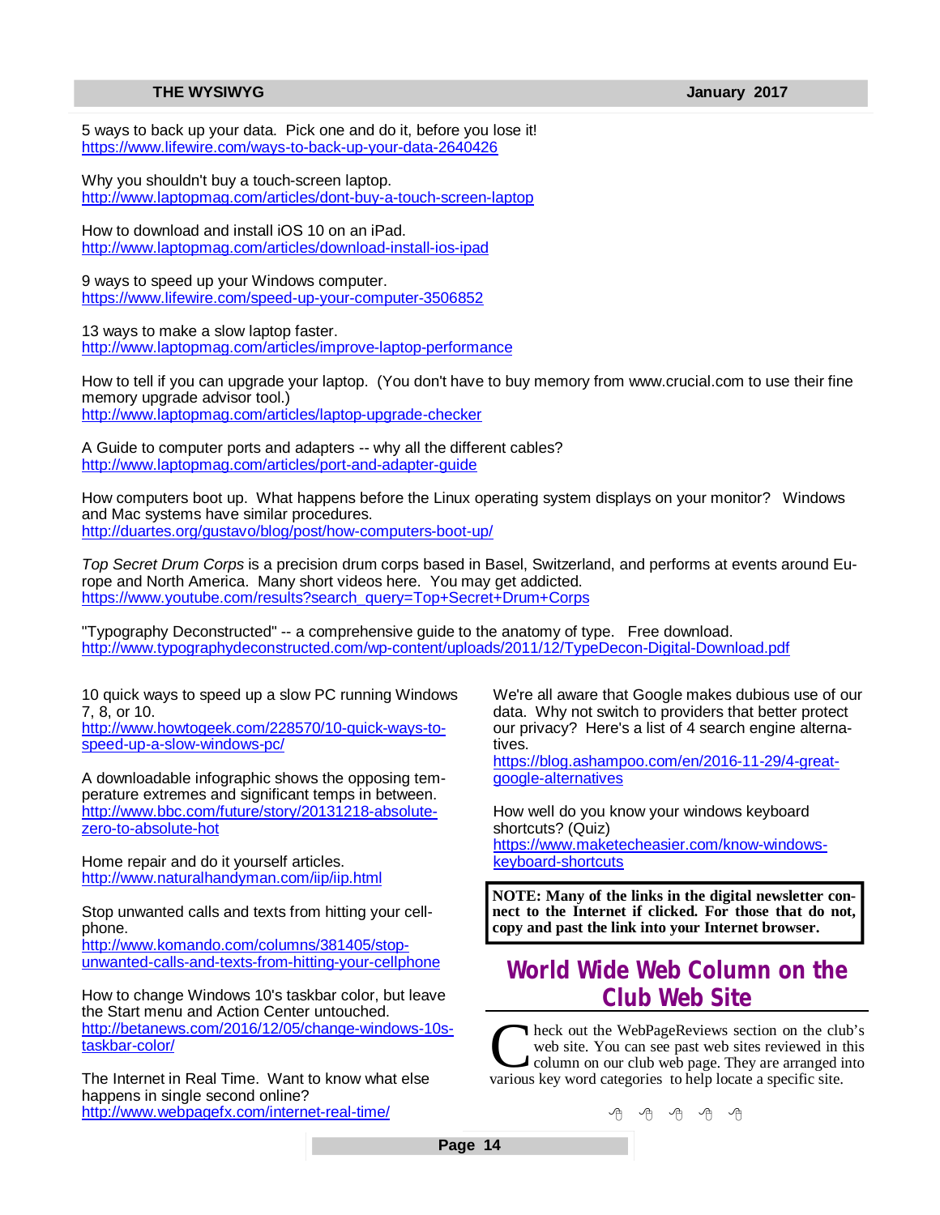5 ways to back up your data. Pick one and do it, before you lose it!
https://www.lifewire.com/ways-to-back-up-your-data-2640426

Why you shouldn't buy a touch-screen laptop.
http://www.laptopmag.com/articles/dont-buy-a-touch-screen-laptop

How to download and install iOS 10 on an iPad.
http://www.laptopmag.com/articles/download-install-ios-ipad

9 ways to speed up your Windows computer.
https://www.lifewire.com/speed-up-your-computer-3506852

13 ways to make a slow laptop faster.
http://www.laptopmag.com/articles/improve-laptop-performance

How to tell if you can upgrade your laptop. (You don't have to buy memory from www.crucial.com to use their fine memory upgrade advisor tool.)
http://www.laptopmag.com/articles/laptop-upgrade-checker

A Guide to computer ports and adapters -- why all the different cables?
http://www.laptopmag.com/articles/port-and-adapter-guide

How computers boot up. What happens before the Linux operating system displays on your monitor? Windows and Mac systems have similar procedures.
http://duartes.org/gustavo/blog/post/how-computers-boot-up/

*Top Secret Drum Corps* is a precision drum corps based in Basel, Switzerland, and performs at events around Europe and North America. Many short videos here. You may get addicted.
https://www.youtube.com/results?search_query=Top+Secret+Drum+Corps

"Typography Deconstructed" -- a comprehensive guide to the anatomy of type. Free download.
http://www.typographydeconstructed.com/wp-content/uploads/2011/12/TypeDecon-Digital-Download.pdf

10 quick ways to speed up a slow PC running Windows 7, 8, or 10.
http://www.howtogeek.com/228570/10-quick-ways-to-speed-up-a-slow-windows-pc/

A downloadable infographic shows the opposing temperature extremes and significant temps in between.
http://www.bbc.com/future/story/20131218-absolute-zero-to-absolute-hot

Home repair and do it yourself articles.
http://www.naturalhandyman.com/iip/iip.html

Stop unwanted calls and texts from hitting your cellphone.
http://www.komando.com/columns/381405/stop-unwanted-calls-and-texts-from-hitting-your-cellphone

How to change Windows 10's taskbar color, but leave the Start menu and Action Center untouched.
http://betanews.com/2016/12/05/change-windows-10s-taskbar-color/

The Internet in Real Time. Want to know what else happens in single second online?
http://www.webpagefx.com/internet-real-time/

We're all aware that Google makes dubious use of our data. Why not switch to providers that better protect our privacy? Here's a list of 4 search engine alternatives.
https://blog.ashampoo.com/en/2016-11-29/4-great-google-alternatives

How well do you know your windows keyboard shortcuts? (Quiz)
https://www.maketecheasier.com/know-windows-keyboard-shortcuts

**NOTE: Many of the links in the digital newsletter connect to the Internet if clicked. For those that do not, copy and past the link into your Internet browser.**

## World Wide Web Column on the Club Web Site

Check out the WebPageReviews section on the club's web site. You can see past web sites reviewed in this column on our club web page. They are arranged into various key word categories to help locate a specific site.